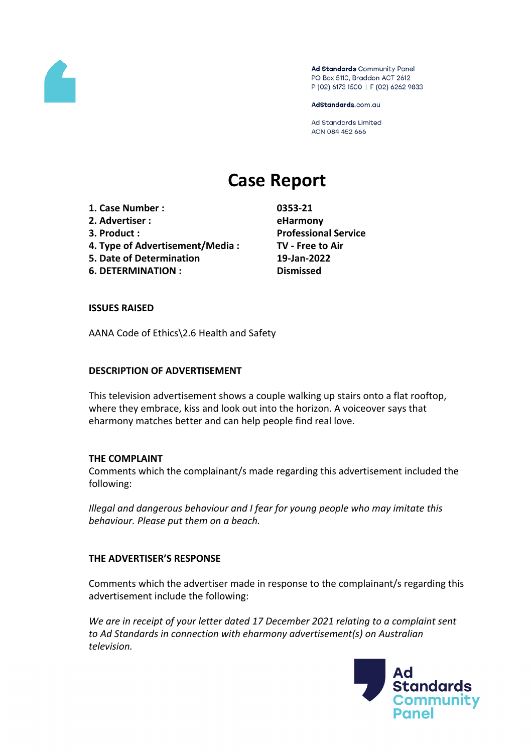Ad Standards Community Panel
PO Box 5110, Braddon ACT 2612
P (02) 6173 1500 | F (02) 6262 9833

AdStandards.com.au

Ad Standards Limited
ACN 084 452 666

# Case Report

| | |
|---|---|
| **1. Case Number :** | **0353-21** |
| **2. Advertiser :** | **eHarmony** |
| **3. Product :** | **Professional Service** |
| **4. Type of Advertisement/Media :** | **TV - Free to Air** |
| **5. Date of Determination** | **19-Jan-2022** |
| **6. DETERMINATION :** | **Dismissed** |

**ISSUES RAISED**

AANA Code of Ethics\2.6 Health and Safety

**DESCRIPTION OF ADVERTISEMENT**

This television advertisement shows a couple walking up stairs onto a flat rooftop, where they embrace, kiss and look out into the horizon. A voiceover says that eharmony matches better and can help people find real love.

**THE COMPLAINT**

Comments which the complainant/s made regarding this advertisement included the following:

*Illegal and dangerous behaviour and I fear for young people who may imitate this behaviour. Please put them on a beach.*

**THE ADVERTISER'S RESPONSE**

Comments which the advertiser made in response to the complainant/s regarding this advertisement include the following:

*We are in receipt of your letter dated 17 December 2021 relating to a complaint sent to Ad Standards in connection with eharmony advertisement(s) on Australian television.*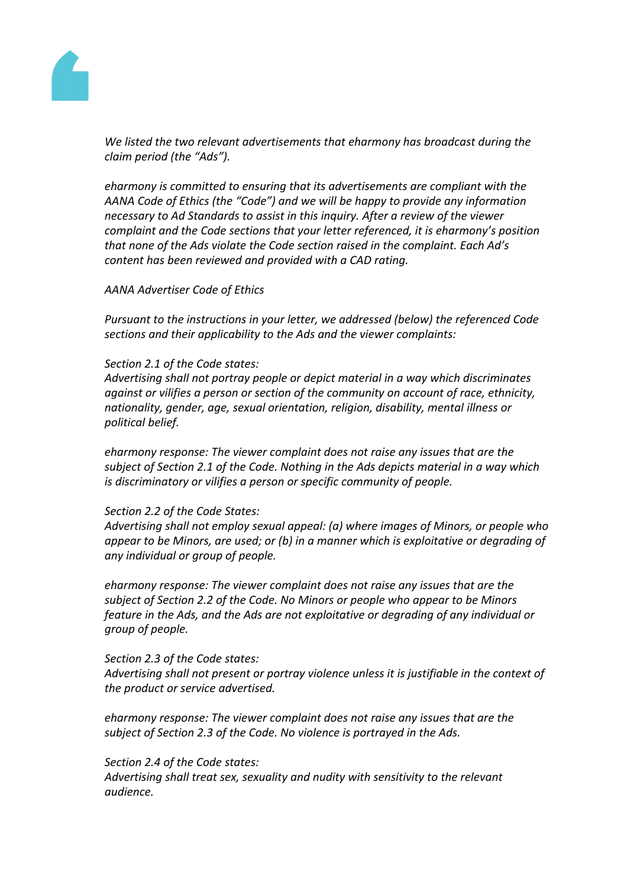*We listed the two relevant advertisements that eharmony has broadcast during the claim period (the "Ads").*

*eharmony is committed to ensuring that its advertisements are compliant with the AANA Code of Ethics (the "Code") and we will be happy to provide any information necessary to Ad Standards to assist in this inquiry. After a review of the viewer complaint and the Code sections that your letter referenced, it is eharmony's position that none of the Ads violate the Code section raised in the complaint. Each Ad's content has been reviewed and provided with a CAD rating.*

*AANA Advertiser Code of Ethics*

*Pursuant to the instructions in your letter, we addressed (below) the referenced Code sections and their applicability to the Ads and the viewer complaints:*

*Section 2.1 of the Code states:*
*Advertising shall not portray people or depict material in a way which discriminates against or vilifies a person or section of the community on account of race, ethnicity, nationality, gender, age, sexual orientation, religion, disability, mental illness or political belief.*

*eharmony response: The viewer complaint does not raise any issues that are the subject of Section 2.1 of the Code. Nothing in the Ads depicts material in a way which is discriminatory or vilifies a person or specific community of people.*

*Section 2.2 of the Code States:*
*Advertising shall not employ sexual appeal: (a) where images of Minors, or people who appear to be Minors, are used; or (b) in a manner which is exploitative or degrading of any individual or group of people.*

*eharmony response: The viewer complaint does not raise any issues that are the subject of Section 2.2 of the Code. No Minors or people who appear to be Minors feature in the Ads, and the Ads are not exploitative or degrading of any individual or group of people.*

*Section 2.3 of the Code states:*
*Advertising shall not present or portray violence unless it is justifiable in the context of the product or service advertised.*

*eharmony response: The viewer complaint does not raise any issues that are the subject of Section 2.3 of the Code. No violence is portrayed in the Ads.*

*Section 2.4 of the Code states:*
*Advertising shall treat sex, sexuality and nudity with sensitivity to the relevant audience.*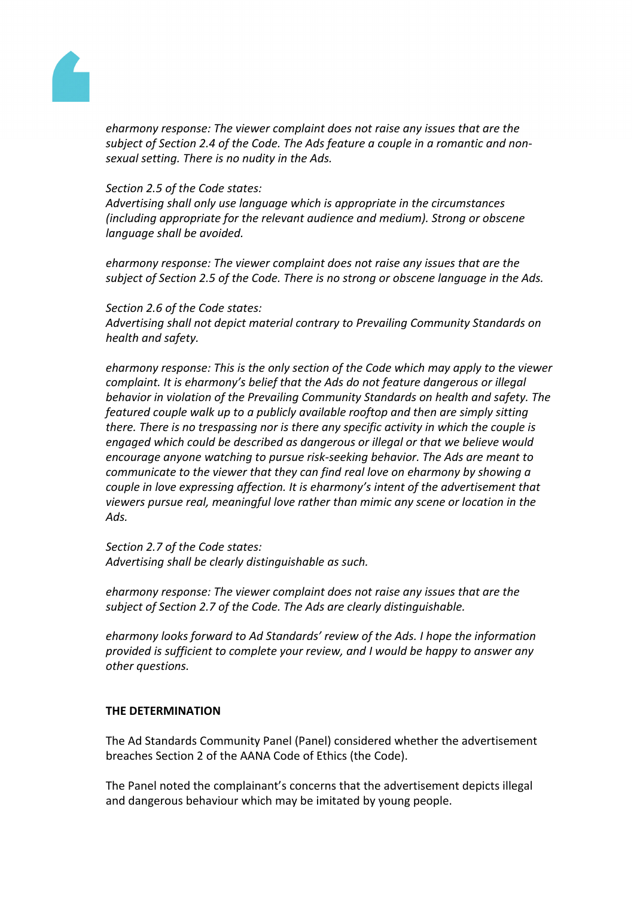*eharmony response: The viewer complaint does not raise any issues that are the subject of Section 2.4 of the Code. The Ads feature a couple in a romantic and non-sexual setting. There is no nudity in the Ads.*

*Section 2.5 of the Code states:*
*Advertising shall only use language which is appropriate in the circumstances (including appropriate for the relevant audience and medium). Strong or obscene language shall be avoided.*

*eharmony response: The viewer complaint does not raise any issues that are the subject of Section 2.5 of the Code. There is no strong or obscene language in the Ads.*

*Section 2.6 of the Code states:*
*Advertising shall not depict material contrary to Prevailing Community Standards on health and safety.*

*eharmony response: This is the only section of the Code which may apply to the viewer complaint. It is eharmony's belief that the Ads do not feature dangerous or illegal behavior in violation of the Prevailing Community Standards on health and safety. The featured couple walk up to a publicly available rooftop and then are simply sitting there. There is no trespassing nor is there any specific activity in which the couple is engaged which could be described as dangerous or illegal or that we believe would encourage anyone watching to pursue risk-seeking behavior. The Ads are meant to communicate to the viewer that they can find real love on eharmony by showing a couple in love expressing affection. It is eharmony's intent of the advertisement that viewers pursue real, meaningful love rather than mimic any scene or location in the Ads.*

*Section 2.7 of the Code states:*
*Advertising shall be clearly distinguishable as such.*

*eharmony response: The viewer complaint does not raise any issues that are the subject of Section 2.7 of the Code. The Ads are clearly distinguishable.*

*eharmony looks forward to Ad Standards' review of the Ads. I hope the information provided is sufficient to complete your review, and I would be happy to answer any other questions.*

**THE DETERMINATION**

The Ad Standards Community Panel (Panel) considered whether the advertisement breaches Section 2 of the AANA Code of Ethics (the Code).

The Panel noted the complainant's concerns that the advertisement depicts illegal and dangerous behaviour which may be imitated by young people.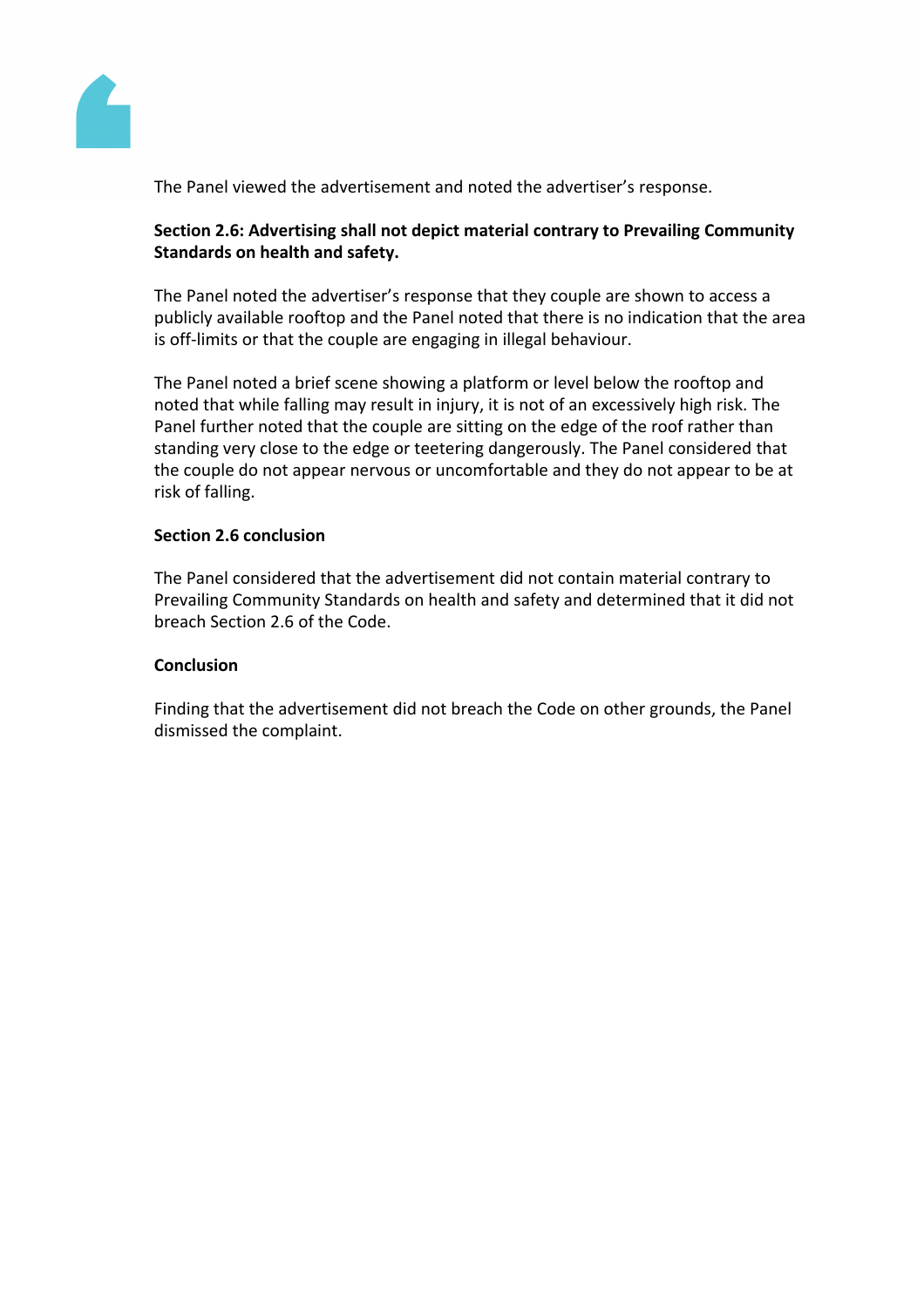The Panel viewed the advertisement and noted the advertiser's response.

**Section 2.6: Advertising shall not depict material contrary to Prevailing Community Standards on health and safety.**

The Panel noted the advertiser's response that they couple are shown to access a publicly available rooftop and the Panel noted that there is no indication that the area is off-limits or that the couple are engaging in illegal behaviour.

The Panel noted a brief scene showing a platform or level below the rooftop and noted that while falling may result in injury, it is not of an excessively high risk. The Panel further noted that the couple are sitting on the edge of the roof rather than standing very close to the edge or teetering dangerously. The Panel considered that the couple do not appear nervous or uncomfortable and they do not appear to be at risk of falling.

**Section 2.6 conclusion**

The Panel considered that the advertisement did not contain material contrary to Prevailing Community Standards on health and safety and determined that it did not breach Section 2.6 of the Code.

**Conclusion**

Finding that the advertisement did not breach the Code on other grounds, the Panel dismissed the complaint.